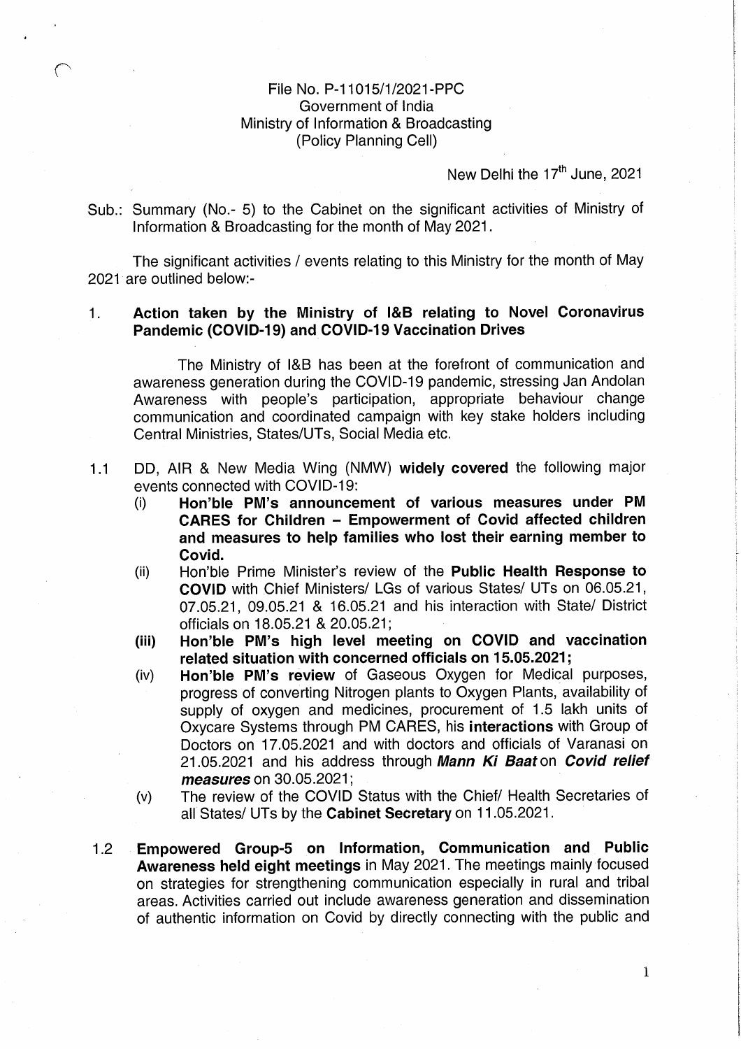File No. P-11015/1/2021-PPC
Government of India
Ministry of Information & Broadcasting
(Policy Planning Cell)

New Delhi the 17th June, 2021

Sub.: Summary (No.- 5) to the Cabinet on the significant activities of Ministry of Information & Broadcasting for the month of May 2021.

The significant activities / events relating to this Ministry for the month of May 2021 are outlined below:-

1. **Action taken by the Ministry of I&B relating to Novel Coronavirus Pandemic (COVID-19) and COVID-19 Vaccination Drives**

   The Ministry of I&B has been at the forefront of communication and awareness generation during the COVID-19 pandemic, stressing Jan Andolan Awareness with people's participation, appropriate behaviour change communication and coordinated campaign with key stake holders including Central Ministries, States/UTs, Social Media etc.

1.1 DD, AIR & New Media Wing (NMW) **widely covered** the following major events connected with COVID-19:
   - (i) **Hon'ble PM's announcement of various measures under PM CARES for Children – Empowerment of Covid affected children and measures to help families who lost their earning member to Covid.**
   - (ii) Hon'ble Prime Minister's review of the **Public Health Response to COVID** with Chief Ministers/ LGs of various States/ UTs on 06.05.21, 07.05.21, 09.05.21 & 16.05.21 and his interaction with State/ District officials on 18.05.21 & 20.05.21;
   - **(iii) Hon'ble PM's high level meeting on COVID and vaccination related situation with concerned officials on 15.05.2021;**
   - (iv) **Hon'ble PM's review** of Gaseous Oxygen for Medical purposes, progress of converting Nitrogen plants to Oxygen Plants, availability of supply of oxygen and medicines, procurement of 1.5 lakh units of Oxycare Systems through PM CARES, his **interactions** with Group of Doctors on 17.05.2021 and with doctors and officials of Varanasi on 21.05.2021 and his address through ***Mann Ki Baat*** on ***Covid relief measures*** on 30.05.2021;
   - (v) The review of the COVID Status with the Chief/ Health Secretaries of all States/ UTs by the **Cabinet Secretary** on 11.05.2021.

1.2 **Empowered Group-5 on Information, Communication and Public Awareness held eight meetings** in May 2021. The meetings mainly focused on strategies for strengthening communication especially in rural and tribal areas. Activities carried out include awareness generation and dissemination of authentic information on Covid by directly connecting with the public and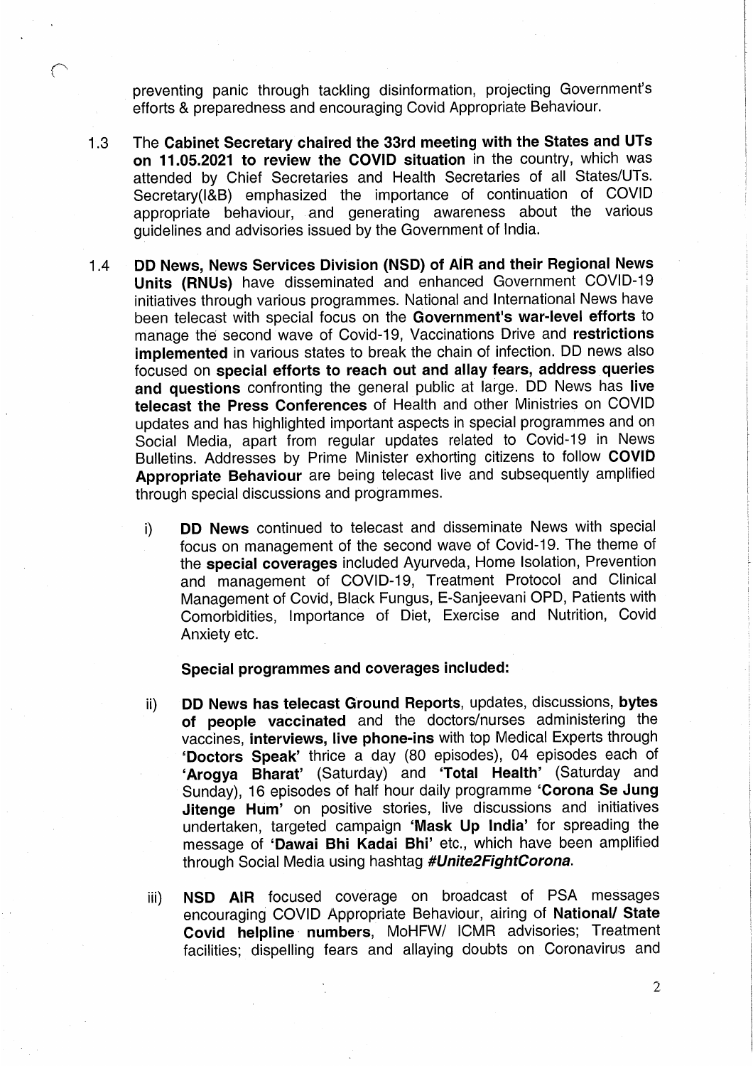preventing panic through tackling disinformation, projecting Government's efforts & preparedness and encouraging Covid Appropriate Behaviour.

1.3 The **Cabinet Secretary chaired the 33rd meeting with the States and UTs on 11.05.2021 to review the COVID situation** in the country, which was attended by Chief Secretaries and Health Secretaries of all States/UTs. Secretary(I&B) emphasized the importance of continuation of COVID appropriate behaviour, and generating awareness about the various guidelines and advisories issued by the Government of India.

1.4 **DD News, News Services Division (NSD) of AIR and their Regional News Units (RNUs)** have disseminated and enhanced Government COVID-19 initiatives through various programmes. National and International News have been telecast with special focus on the **Government's war-level efforts** to manage the second wave of Covid-19, Vaccinations Drive and **restrictions implemented** in various states to break the chain of infection. DD news also focused on **special efforts to reach out and allay fears, address queries and questions** confronting the general public at large. DD News has **live telecast the Press Conferences** of Health and other Ministries on COVID updates and has highlighted important aspects in special programmes and on Social Media, apart from regular updates related to Covid-19 in News Bulletins. Addresses by Prime Minister exhorting citizens to follow **COVID Appropriate Behaviour** are being telecast live and subsequently amplified through special discussions and programmes.

i) **DD News** continued to telecast and disseminate News with special focus on management of the second wave of Covid-19. The theme of the **special coverages** included Ayurveda, Home Isolation, Prevention and management of COVID-19, Treatment Protocol and Clinical Management of Covid, Black Fungus, E-Sanjeevani OPD, Patients with Comorbidities, Importance of Diet, Exercise and Nutrition, Covid Anxiety etc.

**Special programmes and coverages included:**

ii) **DD News has telecast Ground Reports**, updates, discussions, **bytes of people vaccinated** and the doctors/nurses administering the vaccines, **interviews, live phone-ins** with top Medical Experts through **'Doctors Speak'** thrice a day (80 episodes), 04 episodes each of **'Arogya Bharat'** (Saturday) and **'Total Health'** (Saturday and Sunday), 16 episodes of half hour daily programme **'Corona Se Jung Jitenge Hum'** on positive stories, live discussions and initiatives undertaken, targeted campaign **'Mask Up India'** for spreading the message of **'Dawai Bhi Kadai Bhi'** etc., which have been amplified through Social Media using hashtag ***#Unite2FightCorona***.

iii) **NSD AIR** focused coverage on broadcast of PSA messages encouraging COVID Appropriate Behaviour, airing of **National/ State Covid helpline numbers**, MoHFW/ ICMR advisories; Treatment facilities; dispelling fears and allaying doubts on Coronavirus and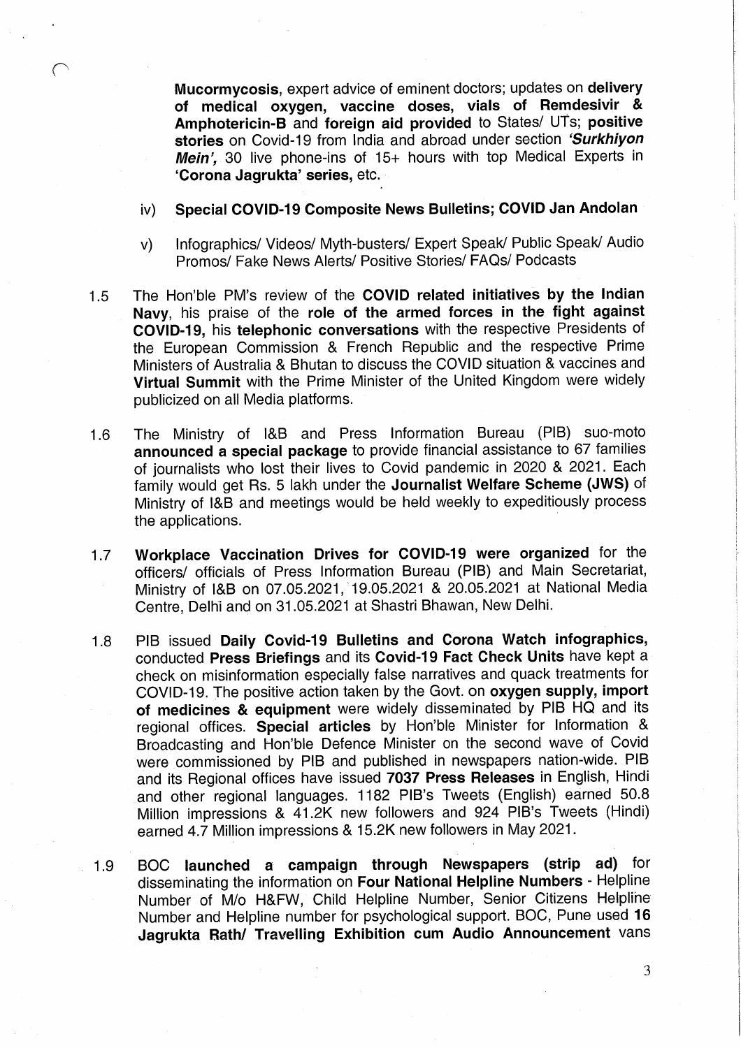**Mucormycosis**, expert advice of eminent doctors; updates on **delivery of medical oxygen, vaccine doses, vials of Remdesivir & Amphotericin-B** and **foreign aid provided** to States/ UTs; **positive stories** on Covid-19 from India and abroad under section ***'Surkhiyon Mein'***, 30 live phone-ins of 15+ hours with top Medical Experts in **'Corona Jagrukta' series,** etc.

iv) **Special COVID-19 Composite News Bulletins; COVID Jan Andolan**

v) Infographics/ Videos/ Myth-busters/ Expert Speak/ Public Speak/ Audio Promos/ Fake News Alerts/ Positive Stories/ FAQs/ Podcasts

1.5 The Hon'ble PM's review of the **COVID related initiatives by the Indian Navy**, his praise of the **role of the armed forces in the fight against COVID-19,** his **telephonic conversations** with the respective Presidents of the European Commission & French Republic and the respective Prime Ministers of Australia & Bhutan to discuss the COVID situation & vaccines and **Virtual Summit** with the Prime Minister of the United Kingdom were widely publicized on all Media platforms.

1.6 The Ministry of I&B and Press Information Bureau (PIB) suo-moto **announced a special package** to provide financial assistance to 67 families of journalists who lost their lives to Covid pandemic in 2020 & 2021. Each family would get Rs. 5 lakh under the **Journalist Welfare Scheme (JWS)** of Ministry of I&B and meetings would be held weekly to expeditiously process the applications.

1.7 **Workplace Vaccination Drives for COVID-19 were organized** for the officers/ officials of Press Information Bureau (PIB) and Main Secretariat, Ministry of I&B on 07.05.2021, 19.05.2021 & 20.05.2021 at National Media Centre, Delhi and on 31.05.2021 at Shastri Bhawan, New Delhi.

1.8 PIB issued **Daily Covid-19 Bulletins and Corona Watch infographics,** conducted **Press Briefings** and its **Covid-19 Fact Check Units** have kept a check on misinformation especially false narratives and quack treatments for COVID-19. The positive action taken by the Govt. on **oxygen supply, import of medicines & equipment** were widely disseminated by PIB HQ and its regional offices. **Special articles** by Hon'ble Minister for Information & Broadcasting and Hon'ble Defence Minister on the second wave of Covid were commissioned by PIB and published in newspapers nation-wide. PIB and its Regional offices have issued **7037 Press Releases** in English, Hindi and other regional languages. 1182 PIB's Tweets (English) earned 50.8 Million impressions & 41.2K new followers and 924 PIB's Tweets (Hindi) earned 4.7 Million impressions & 15.2K new followers in May 2021.

1.9 BOC **launched a campaign through Newspapers (strip ad)** for disseminating the information on **Four National Helpline Numbers** - Helpline Number of M/o H&FW, Child Helpline Number, Senior Citizens Helpline Number and Helpline number for psychological support. BOC, Pune used **16 Jagrukta Rath/ Travelling Exhibition cum Audio Announcement** vans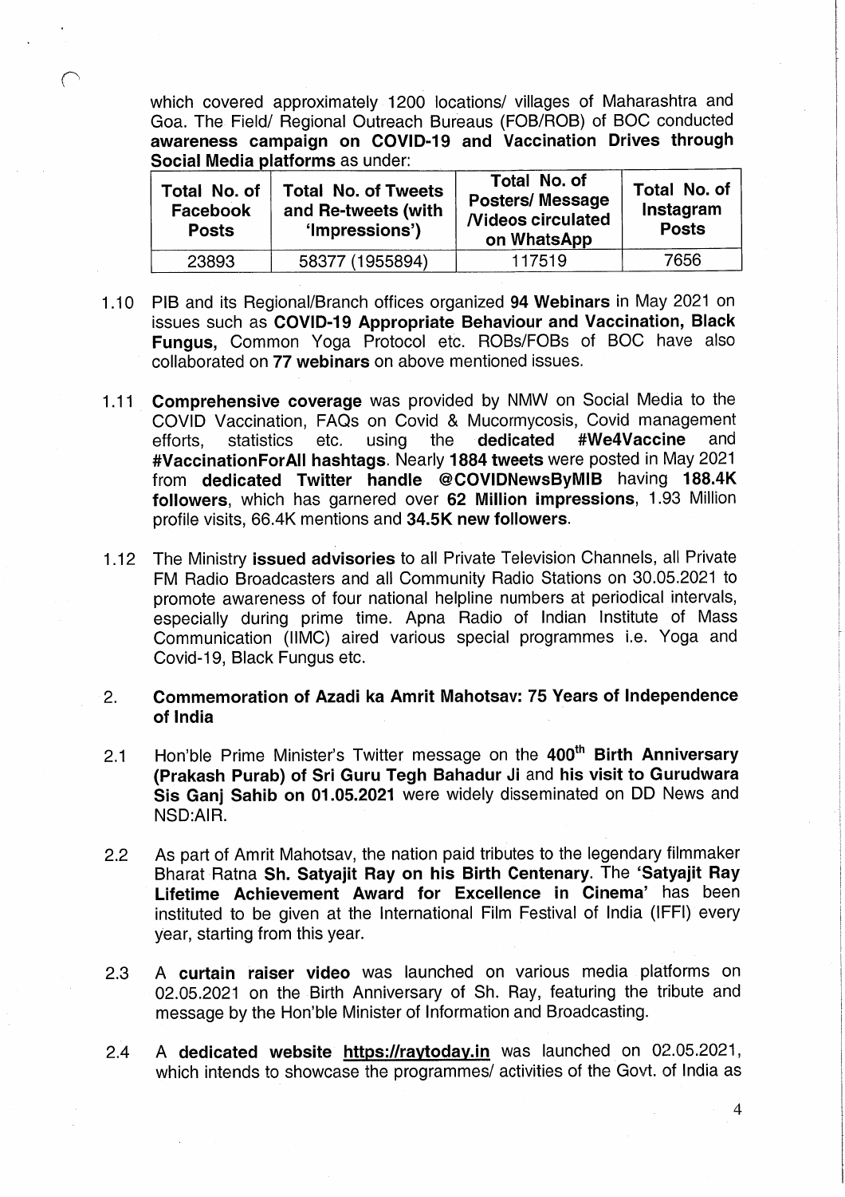which covered approximately 1200 locations/ villages of Maharashtra and Goa. The Field/ Regional Outreach Bureaus (FOB/ROB) of BOC conducted **awareness campaign on COVID-19 and Vaccination Drives through Social Media platforms** as under:

| Total No. of Facebook Posts | Total No. of Tweets and Re-tweets (with 'Impressions') | Total No. of Posters/ Message /Videos circulated on WhatsApp | Total No. of Instagram Posts |
|---|---|---|---|
| 23893 | 58377 (1955894) | 117519 | 7656 |

1.10 PIB and its Regional/Branch offices organized **94 Webinars** in May 2021 on issues such as **COVID-19 Appropriate Behaviour and Vaccination, Black Fungus,** Common Yoga Protocol etc. ROBs/FOBs of BOC have also collaborated on **77 webinars** on above mentioned issues.

1.11 **Comprehensive coverage** was provided by NMW on Social Media to the COVID Vaccination, FAQs on Covid & Mucormycosis, Covid management efforts, statistics etc. using the **dedicated #We4Vaccine** and **#VaccinationForAll hashtags**. Nearly **1884 tweets** were posted in May 2021 from **dedicated Twitter handle @COVIDNewsByMIB** having **188.4K followers**, which has garnered over **62 Million impressions**, 1.93 Million profile visits, 66.4K mentions and **34.5K new followers**.

1.12 The Ministry **issued advisories** to all Private Television Channels, all Private FM Radio Broadcasters and all Community Radio Stations on 30.05.2021 to promote awareness of four national helpline numbers at periodical intervals, especially during prime time. Apna Radio of Indian Institute of Mass Communication (IIMC) aired various special programmes i.e. Yoga and Covid-19, Black Fungus etc.

## 2. Commemoration of Azadi ka Amrit Mahotsav: 75 Years of Independence of India

2.1 Hon'ble Prime Minister's Twitter message on the **400th Birth Anniversary (Prakash Purab) of Sri Guru Tegh Bahadur Ji** and **his visit to Gurudwara Sis Ganj Sahib on 01.05.2021** were widely disseminated on DD News and NSD:AIR.

2.2 As part of Amrit Mahotsav, the nation paid tributes to the legendary filmmaker Bharat Ratna **Sh. Satyajit Ray on his Birth Centenary**. The **'Satyajit Ray Lifetime Achievement Award for Excellence in Cinema'** has been instituted to be given at the International Film Festival of India (IFFI) every year, starting from this year.

2.3 A **curtain raiser video** was launched on various media platforms on 02.05.2021 on the Birth Anniversary of Sh. Ray, featuring the tribute and message by the Hon'ble Minister of Information and Broadcasting.

2.4 A **dedicated website https://raytoday.in** was launched on 02.05.2021, which intends to showcase the programmes/ activities of the Govt. of India as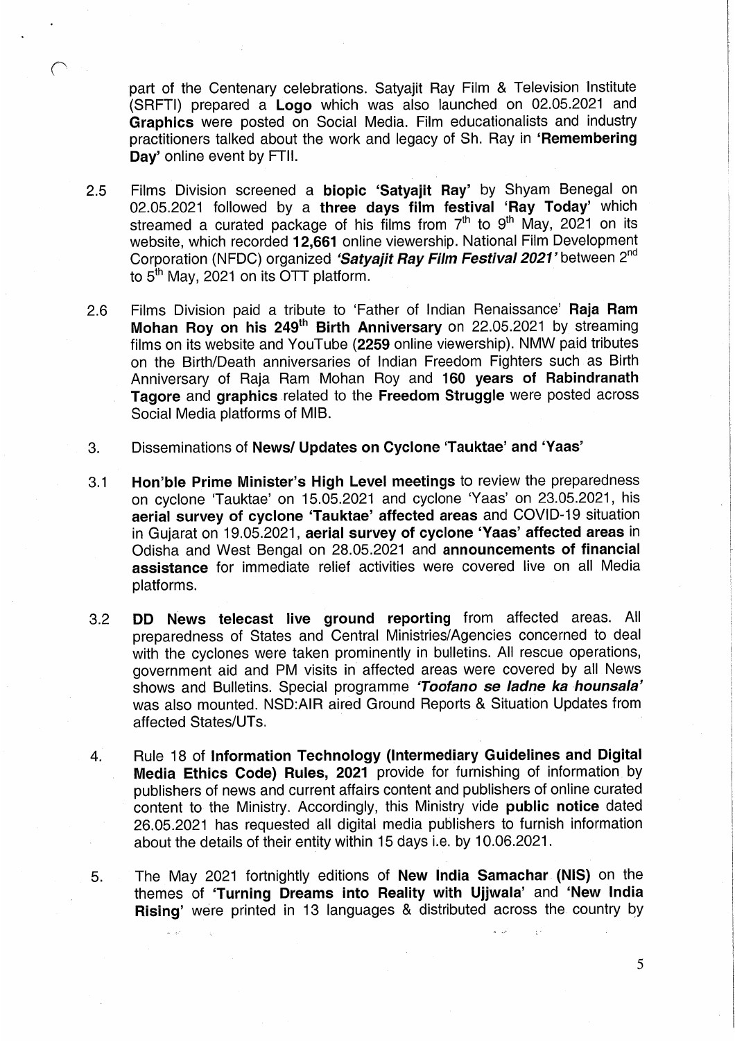part of the Centenary celebrations. Satyajit Ray Film & Television Institute (SRFTI) prepared a **Logo** which was also launched on 02.05.2021 and **Graphics** were posted on Social Media. Film educationalists and industry practitioners talked about the work and legacy of Sh. Ray in **'Remembering Day'** online event by FTII.

2.5 Films Division screened a **biopic 'Satyajit Ray'** by Shyam Benegal on 02.05.2021 followed by a **three days film festival 'Ray Today'** which streamed a curated package of his films from 7th to 9th May, 2021 on its website, which recorded **12,661** online viewership. National Film Development Corporation (NFDC) organized ***'Satyajit Ray Film Festival 2021'*** between 2nd to 5th May, 2021 on its OTT platform.

2.6 Films Division paid a tribute to 'Father of Indian Renaissance' **Raja Ram Mohan Roy on his 249th Birth Anniversary** on 22.05.2021 by streaming films on its website and YouTube (**2259** online viewership). NMW paid tributes on the Birth/Death anniversaries of Indian Freedom Fighters such as Birth Anniversary of Raja Ram Mohan Roy and **160 years of Rabindranath Tagore** and **graphics** related to the **Freedom Struggle** were posted across Social Media platforms of MIB.

3. Disseminations of **News/ Updates on Cyclone 'Tauktae' and 'Yaas'**

3.1 **Hon'ble Prime Minister's High Level meetings** to review the preparedness on cyclone 'Tauktae' on 15.05.2021 and cyclone 'Yaas' on 23.05.2021, his **aerial survey of cyclone 'Tauktae' affected areas** and COVID-19 situation in Gujarat on 19.05.2021, **aerial survey of cyclone 'Yaas' affected areas** in Odisha and West Bengal on 28.05.2021 and **announcements of financial assistance** for immediate relief activities were covered live on all Media platforms.

3.2 **DD News telecast live ground reporting** from affected areas. All preparedness of States and Central Ministries/Agencies concerned to deal with the cyclones were taken prominently in bulletins. All rescue operations, government aid and PM visits in affected areas were covered by all News shows and Bulletins. Special programme ***'Toofano se ladne ka hounsala'*** was also mounted. NSD:AIR aired Ground Reports & Situation Updates from affected States/UTs.

4. Rule 18 of **Information Technology (Intermediary Guidelines and Digital Media Ethics Code) Rules, 2021** provide for furnishing of information by publishers of news and current affairs content and publishers of online curated content to the Ministry. Accordingly, this Ministry vide **public notice** dated 26.05.2021 has requested all digital media publishers to furnish information about the details of their entity within 15 days i.e. by 10.06.2021.

5. The May 2021 fortnightly editions of **New India Samachar (NIS)** on the themes of **'Turning Dreams into Reality with Ujjwala'** and **'New India Rising'** were printed in 13 languages & distributed across the country by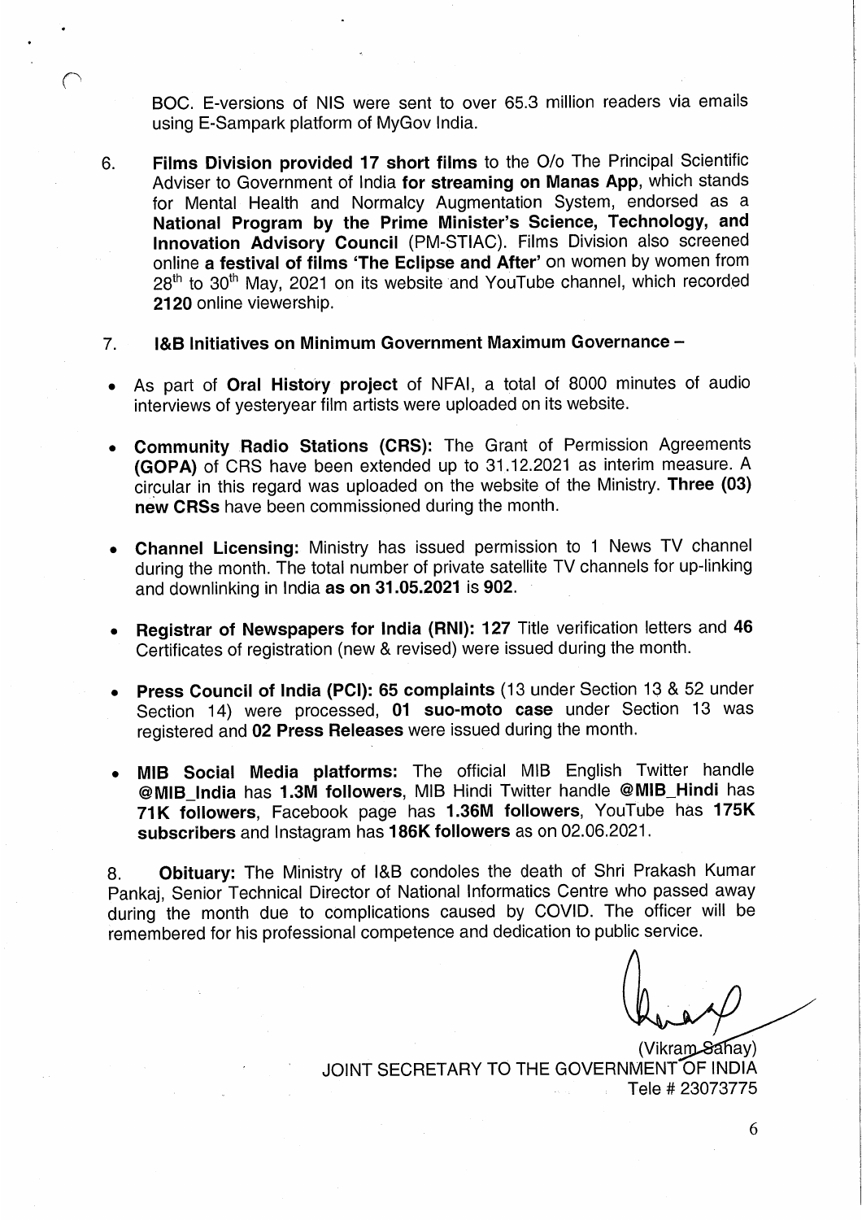BOC. E-versions of NIS were sent to over 65.3 million readers via emails using E-Sampark platform of MyGov India.

6. **Films Division provided 17 short films** to the O/o The Principal Scientific Adviser to Government of India **for streaming on Manas App**, which stands for Mental Health and Normalcy Augmentation System, endorsed as a **National Program by the Prime Minister's Science, Technology, and Innovation Advisory Council** (PM-STIAC). Films Division also screened online **a festival of films 'The Eclipse and After'** on women by women from 28th to 30th May, 2021 on its website and YouTube channel, which recorded **2120** online viewership.

7. **I&B Initiatives on Minimum Government Maximum Governance –**

- As part of **Oral History project** of NFAI, a total of 8000 minutes of audio interviews of yesteryear film artists were uploaded on its website.
- **Community Radio Stations (CRS):** The Grant of Permission Agreements **(GOPA)** of CRS have been extended up to 31.12.2021 as interim measure. A circular in this regard was uploaded on the website of the Ministry. **Three (03) new CRSs** have been commissioned during the month.
- **Channel Licensing:** Ministry has issued permission to 1 News TV channel during the month. The total number of private satellite TV channels for up-linking and downlinking in India **as on 31.05.2021** is **902**.
- **Registrar of Newspapers for India (RNI): 127** Title verification letters and **46** Certificates of registration (new & revised) were issued during the month.
- **Press Council of India (PCI): 65 complaints** (13 under Section 13 & 52 under Section 14) were processed, **01 suo-moto case** under Section 13 was registered and **02 Press Releases** were issued during the month.
- **MIB Social Media platforms:** The official MIB English Twitter handle **@MIB_India** has **1.3M followers**, MIB Hindi Twitter handle **@MIB_Hindi** has **71K followers**, Facebook page has **1.36M followers**, YouTube has **175K subscribers** and Instagram has **186K followers** as on 02.06.2021.

8. **Obituary:** The Ministry of I&B condoles the death of Shri Prakash Kumar Pankaj, Senior Technical Director of National Informatics Centre who passed away during the month due to complications caused by COVID. The officer will be remembered for his professional competence and dedication to public service.

(Vikram Sahay)
JOINT SECRETARY TO THE GOVERNMENT OF INDIA
Tele # 23073775